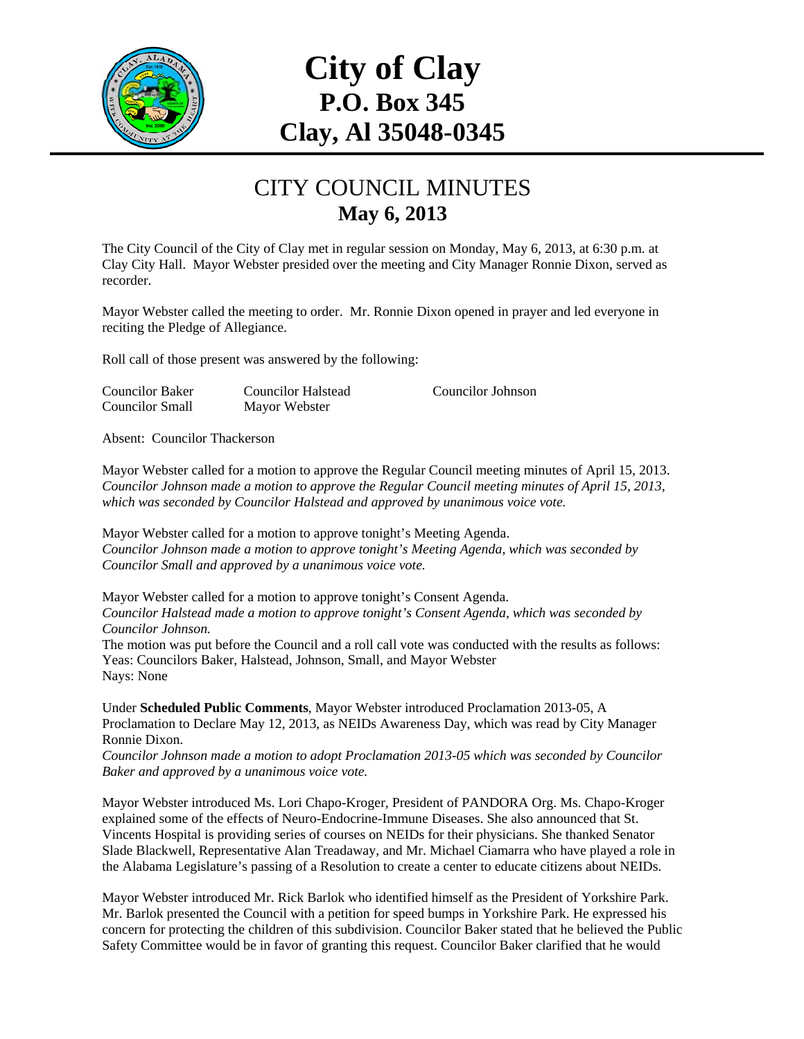# City of Clay
## P.O. Box 345
## Clay, Al 35048-0345

---

## CITY COUNCIL MINUTES
### May 6, 2013

The City Council of the City of Clay met in regular session on Monday, May 6, 2013, at 6:30 p.m. at Clay City Hall. Mayor Webster presided over the meeting and City Manager Ronnie Dixon, served as recorder.

Mayor Webster called the meeting to order. Mr. Ronnie Dixon opened in prayer and led everyone in reciting the Pledge of Allegiance.

Roll call of those present was answered by the following:

| | | |
|---|---|---|
| Councilor Baker | Councilor Halstead | Councilor Johnson |
| Councilor Small | Mayor Webster | |

Absent: Councilor Thackerson

Mayor Webster called for a motion to approve the Regular Council meeting minutes of April 15, 2013. *Councilor Johnson made a motion to approve the Regular Council meeting minutes of April 15, 2013, which was seconded by Councilor Halstead and approved by unanimous voice vote.*

Mayor Webster called for a motion to approve tonight's Meeting Agenda.
*Councilor Johnson made a motion to approve tonight's Meeting Agenda, which was seconded by Councilor Small and approved by a unanimous voice vote.*

Mayor Webster called for a motion to approve tonight's Consent Agenda.
*Councilor Halstead made a motion to approve tonight's Consent Agenda, which was seconded by Councilor Johnson.*
The motion was put before the Council and a roll call vote was conducted with the results as follows:
Yeas: Councilors Baker, Halstead, Johnson, Small, and Mayor Webster
Nays: None

Under **Scheduled Public Comments**, Mayor Webster introduced Proclamation 2013-05, A Proclamation to Declare May 12, 2013, as NEIDs Awareness Day, which was read by City Manager Ronnie Dixon.
*Councilor Johnson made a motion to adopt Proclamation 2013-05 which was seconded by Councilor Baker and approved by a unanimous voice vote.*

Mayor Webster introduced Ms. Lori Chapo-Kroger, President of PANDORA Org. Ms. Chapo-Kroger explained some of the effects of Neuro-Endocrine-Immune Diseases. She also announced that St. Vincents Hospital is providing series of courses on NEIDs for their physicians. She thanked Senator Slade Blackwell, Representative Alan Treadaway, and Mr. Michael Ciamarra who have played a role in the Alabama Legislature's passing of a Resolution to create a center to educate citizens about NEIDs.

Mayor Webster introduced Mr. Rick Barlok who identified himself as the President of Yorkshire Park. Mr. Barlok presented the Council with a petition for speed bumps in Yorkshire Park. He expressed his concern for protecting the children of this subdivision. Councilor Baker stated that he believed the Public Safety Committee would be in favor of granting this request. Councilor Baker clarified that he would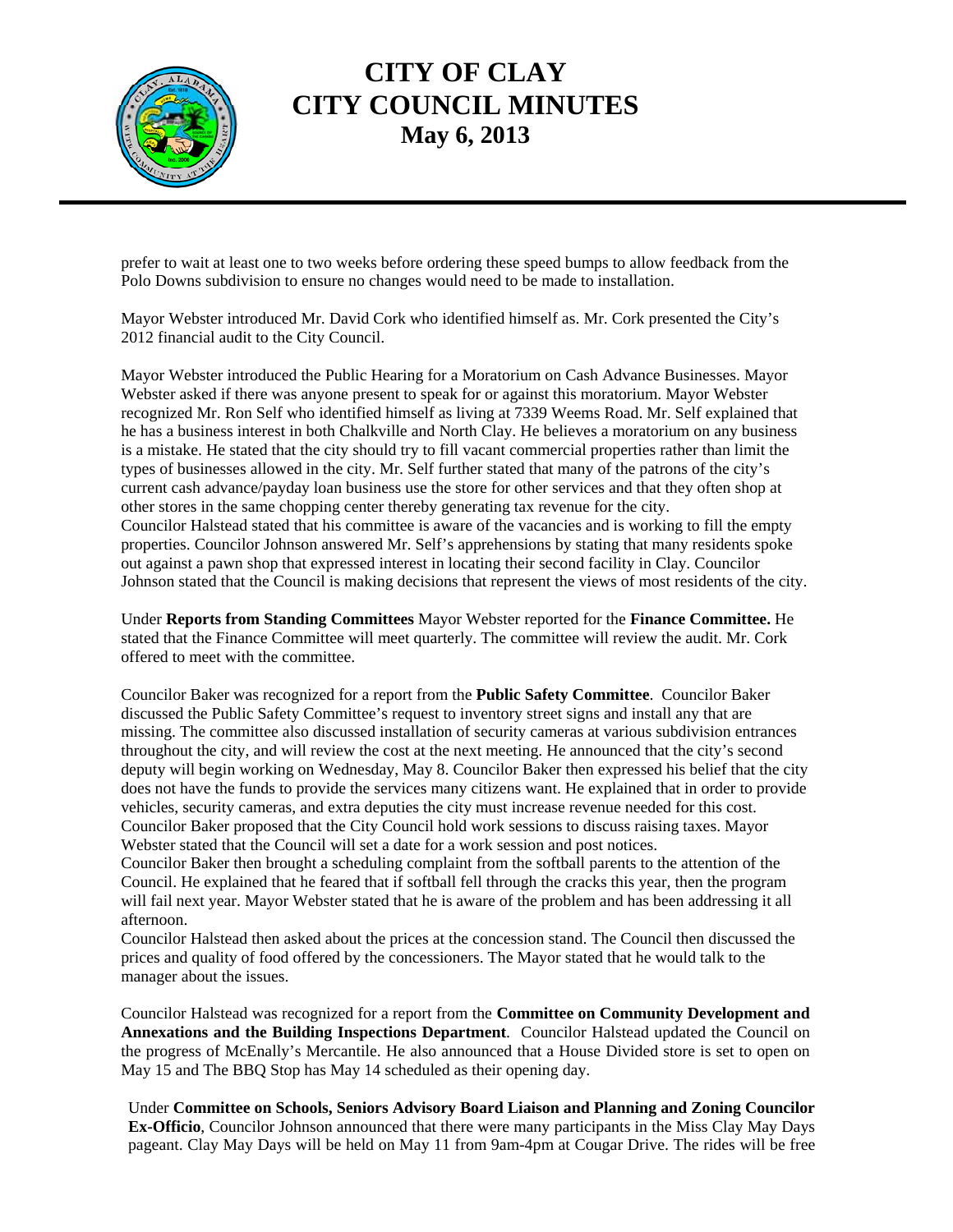prefer to wait at least one to two weeks before ordering these speed bumps to allow feedback from the Polo Downs subdivision to ensure no changes would need to be made to installation.

Mayor Webster introduced Mr. David Cork who identified himself as. Mr. Cork presented the City's 2012 financial audit to the City Council.

Mayor Webster introduced the Public Hearing for a Moratorium on Cash Advance Businesses. Mayor Webster asked if there was anyone present to speak for or against this moratorium. Mayor Webster recognized Mr. Ron Self who identified himself as living at 7339 Weems Road. Mr. Self explained that he has a business interest in both Chalkville and North Clay. He believes a moratorium on any business is a mistake. He stated that the city should try to fill vacant commercial properties rather than limit the types of businesses allowed in the city. Mr. Self further stated that many of the patrons of the city's current cash advance/payday loan business use the store for other services and that they often shop at other stores in the same chopping center thereby generating tax revenue for the city.
Councilor Halstead stated that his committee is aware of the vacancies and is working to fill the empty properties. Councilor Johnson answered Mr. Self's apprehensions by stating that many residents spoke out against a pawn shop that expressed interest in locating their second facility in Clay. Councilor Johnson stated that the Council is making decisions that represent the views of most residents of the city.

Under **Reports from Standing Committees** Mayor Webster reported for the **Finance Committee.** He stated that the Finance Committee will meet quarterly. The committee will review the audit. Mr. Cork offered to meet with the committee.

Councilor Baker was recognized for a report from the **Public Safety Committee**. Councilor Baker discussed the Public Safety Committee's request to inventory street signs and install any that are missing. The committee also discussed installation of security cameras at various subdivision entrances throughout the city, and will review the cost at the next meeting. He announced that the city's second deputy will begin working on Wednesday, May 8. Councilor Baker then expressed his belief that the city does not have the funds to provide the services many citizens want. He explained that in order to provide vehicles, security cameras, and extra deputies the city must increase revenue needed for this cost. Councilor Baker proposed that the City Council hold work sessions to discuss raising taxes. Mayor Webster stated that the Council will set a date for a work session and post notices.
Councilor Baker then brought a scheduling complaint from the softball parents to the attention of the Council. He explained that he feared that if softball fell through the cracks this year, then the program will fail next year. Mayor Webster stated that he is aware of the problem and has been addressing it all afternoon.
Councilor Halstead then asked about the prices at the concession stand. The Council then discussed the prices and quality of food offered by the concessioners. The Mayor stated that he would talk to the manager about the issues.

Councilor Halstead was recognized for a report from the **Committee on Community Development and Annexations and the Building Inspections Department**. Councilor Halstead updated the Council on the progress of McEnally's Mercantile. He also announced that a House Divided store is set to open on May 15 and The BBQ Stop has May 14 scheduled as their opening day.

Under **Committee on Schools, Seniors Advisory Board Liaison and Planning and Zoning Councilor Ex-Officio**, Councilor Johnson announced that there were many participants in the Miss Clay May Days pageant. Clay May Days will be held on May 11 from 9am-4pm at Cougar Drive. The rides will be free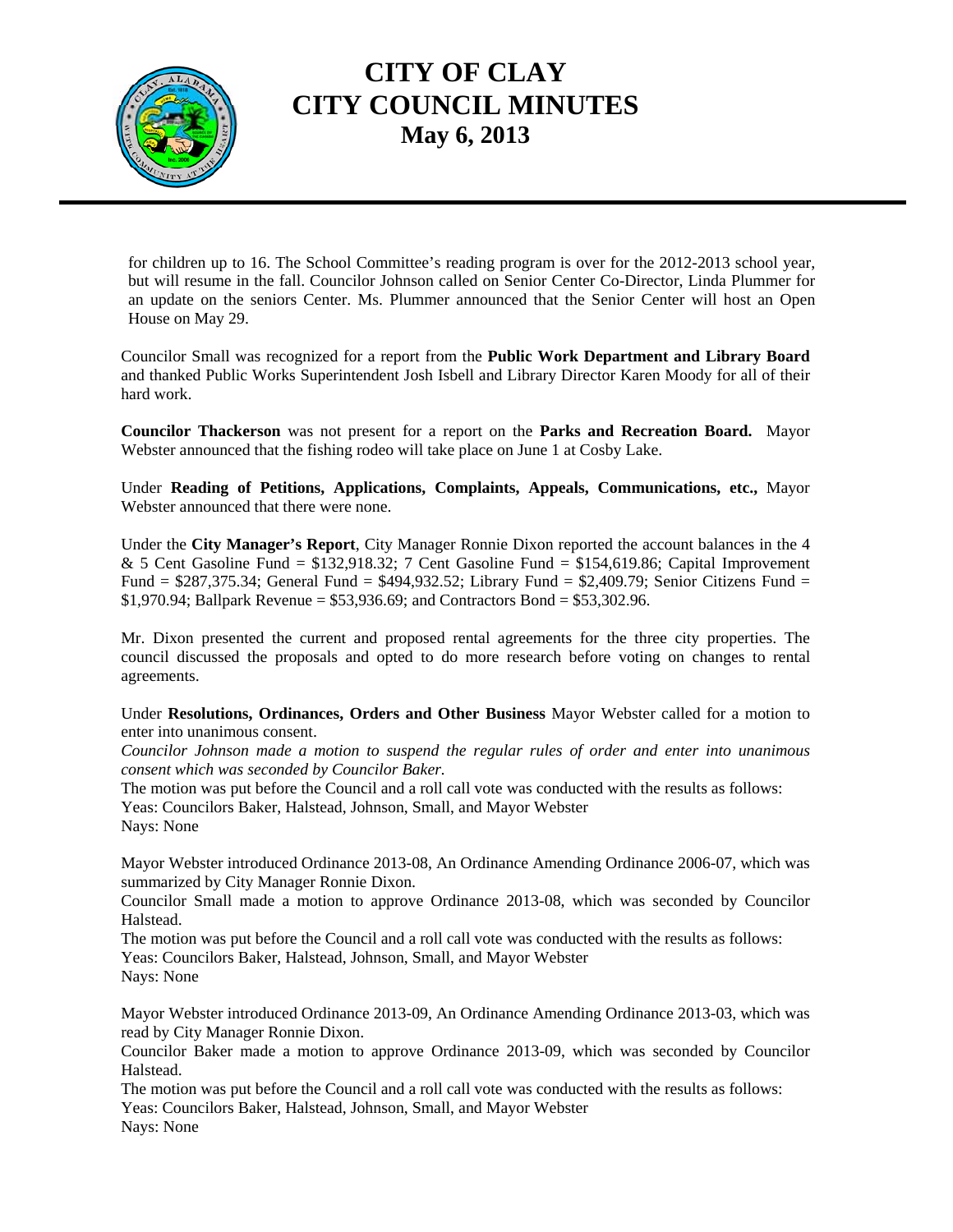for children up to 16. The School Committee's reading program is over for the 2012-2013 school year, but will resume in the fall. Councilor Johnson called on Senior Center Co-Director, Linda Plummer for an update on the seniors Center. Ms. Plummer announced that the Senior Center will host an Open House on May 29.

Councilor Small was recognized for a report from the **Public Work Department and Library Board** and thanked Public Works Superintendent Josh Isbell and Library Director Karen Moody for all of their hard work.

**Councilor Thackerson** was not present for a report on the **Parks and Recreation Board.** Mayor Webster announced that the fishing rodeo will take place on June 1 at Cosby Lake.

Under **Reading of Petitions, Applications, Complaints, Appeals, Communications, etc.,** Mayor Webster announced that there were none.

Under the **City Manager's Report**, City Manager Ronnie Dixon reported the account balances in the 4 & 5 Cent Gasoline Fund = $132,918.32; 7 Cent Gasoline Fund = $154,619.86; Capital Improvement Fund = $287,375.34; General Fund = $494,932.52; Library Fund = $2,409.79; Senior Citizens Fund = $1,970.94; Ballpark Revenue = $53,936.69; and Contractors Bond = $53,302.96.

Mr. Dixon presented the current and proposed rental agreements for the three city properties. The council discussed the proposals and opted to do more research before voting on changes to rental agreements.

Under **Resolutions, Ordinances, Orders and Other Business** Mayor Webster called for a motion to enter into unanimous consent.

*Councilor Johnson made a motion to suspend the regular rules of order and enter into unanimous consent which was seconded by Councilor Baker.*

The motion was put before the Council and a roll call vote was conducted with the results as follows:
Yeas: Councilors Baker, Halstead, Johnson, Small, and Mayor Webster
Nays: None

Mayor Webster introduced Ordinance 2013-08, An Ordinance Amending Ordinance 2006-07, which was summarized by City Manager Ronnie Dixon.

Councilor Small made a motion to approve Ordinance 2013-08, which was seconded by Councilor Halstead.

The motion was put before the Council and a roll call vote was conducted with the results as follows:
Yeas: Councilors Baker, Halstead, Johnson, Small, and Mayor Webster
Nays: None

Mayor Webster introduced Ordinance 2013-09, An Ordinance Amending Ordinance 2013-03, which was read by City Manager Ronnie Dixon.

Councilor Baker made a motion to approve Ordinance 2013-09, which was seconded by Councilor Halstead.

The motion was put before the Council and a roll call vote was conducted with the results as follows:
Yeas: Councilors Baker, Halstead, Johnson, Small, and Mayor Webster
Nays: None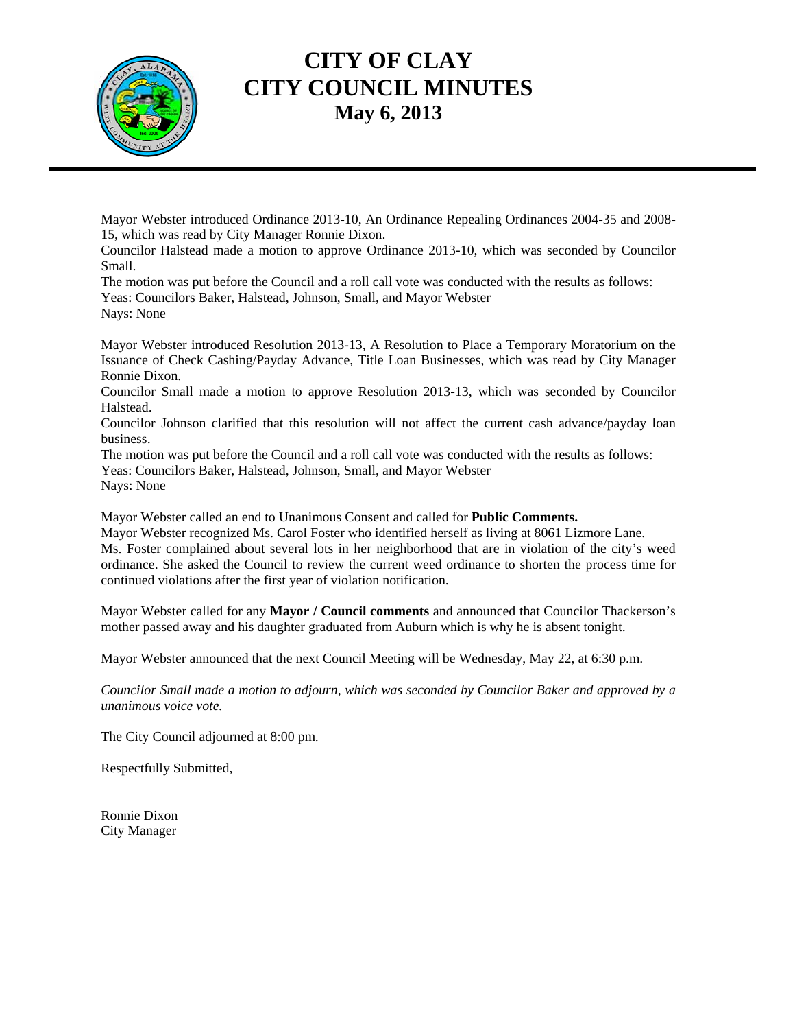# CITY OF CLAY
# CITY COUNCIL MINUTES
## May 6, 2013

Mayor Webster introduced Ordinance 2013-10, An Ordinance Repealing Ordinances 2004-35 and 2008-15, which was read by City Manager Ronnie Dixon.
Councilor Halstead made a motion to approve Ordinance 2013-10, which was seconded by Councilor Small.
The motion was put before the Council and a roll call vote was conducted with the results as follows:
Yeas: Councilors Baker, Halstead, Johnson, Small, and Mayor Webster
Nays: None

Mayor Webster introduced Resolution 2013-13, A Resolution to Place a Temporary Moratorium on the Issuance of Check Cashing/Payday Advance, Title Loan Businesses, which was read by City Manager Ronnie Dixon.
Councilor Small made a motion to approve Resolution 2013-13, which was seconded by Councilor Halstead.
Councilor Johnson clarified that this resolution will not affect the current cash advance/payday loan business.
The motion was put before the Council and a roll call vote was conducted with the results as follows:
Yeas: Councilors Baker, Halstead, Johnson, Small, and Mayor Webster
Nays: None

Mayor Webster called an end to Unanimous Consent and called for **Public Comments.**
Mayor Webster recognized Ms. Carol Foster who identified herself as living at 8061 Lizmore Lane.
Ms. Foster complained about several lots in her neighborhood that are in violation of the city's weed ordinance. She asked the Council to review the current weed ordinance to shorten the process time for continued violations after the first year of violation notification.

Mayor Webster called for any **Mayor / Council comments** and announced that Councilor Thackerson's mother passed away and his daughter graduated from Auburn which is why he is absent tonight.

Mayor Webster announced that the next Council Meeting will be Wednesday, May 22, at 6:30 p.m.

*Councilor Small made a motion to adjourn, which was seconded by Councilor Baker and approved by a unanimous voice vote.*

The City Council adjourned at 8:00 pm.

Respectfully Submitted,

Ronnie Dixon
City Manager